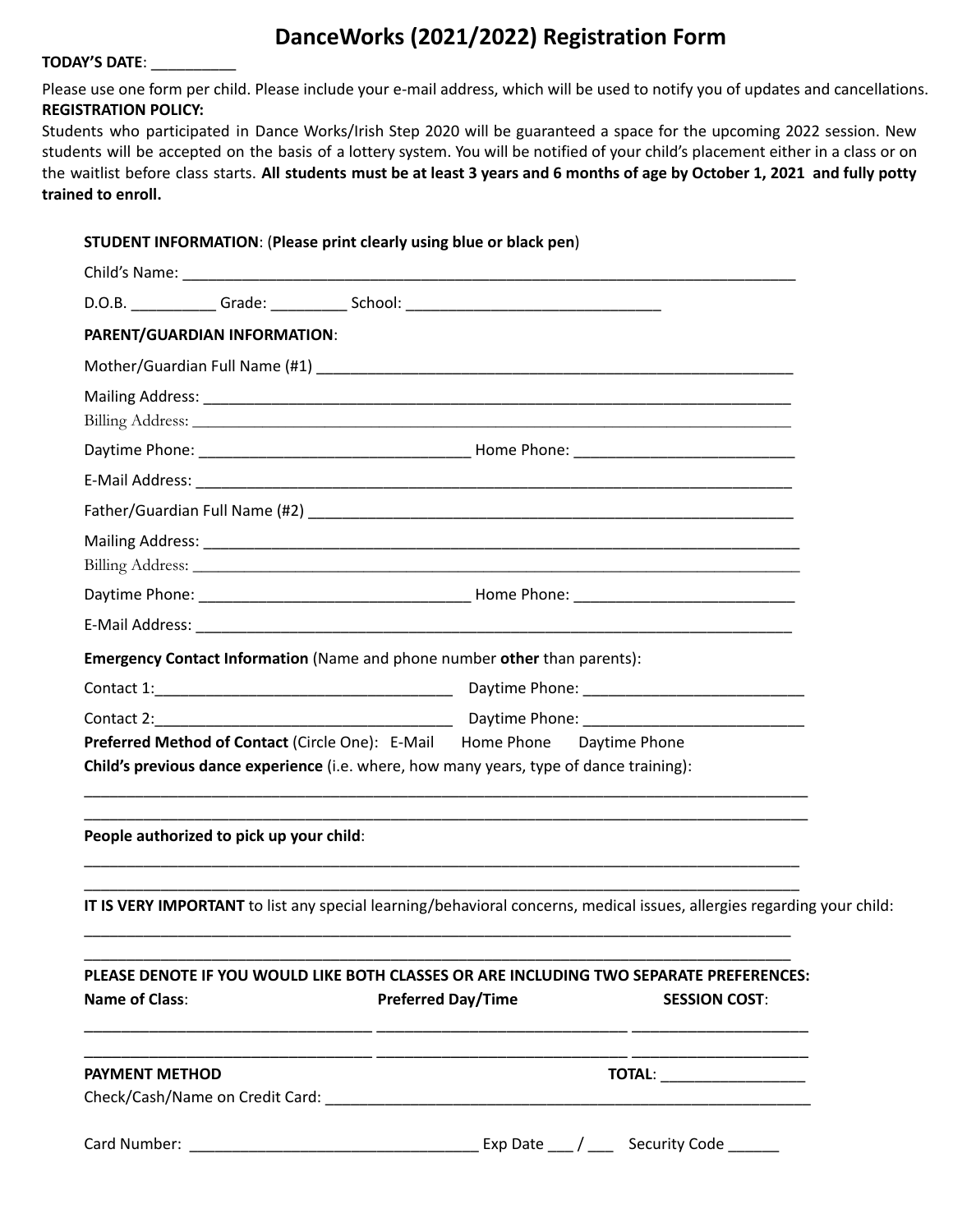# DanceWorks (2021/2022) Registration Form

**TODAY'S DATE**: __________

Please use one form per child. Please include your e-mail address, which will be used to notify you of updates and cancellations.

**REGISTRATION POLICY:**

Students who participated in Dance Works/Irish Step 2020 will be guaranteed a space for the upcoming 2022 session. New students will be accepted on the basis of a lottery system. You will be notified of your child's placement either in a class or on the waitlist before class starts. **All students must be at least 3 years and 6 months of age by October 1, 2021 and fully potty trained to enroll.**

**STUDENT INFORMATION**: (**Please print clearly using blue or black pen**)

Child's Name: ___________________________________________________________________________

D.O.B. __________ Grade: _________ School: ______________________________

**PARENT/GUARDIAN INFORMATION**:

Mother/Guardian Full Name (#1) ________________________________________________________

Mailing Address: ________________________________________________________________________

Billing Address: ________________________________________________________________________

Daytime Phone: ________________________________ Home Phone: __________________________

E-Mail Address: ________________________________________________________________________

Father/Guardian Full Name (#2) ________________________________________________________

Mailing Address: ________________________________________________________________________

Billing Address: ________________________________________________________________________

Daytime Phone: ________________________________ Home Phone: __________________________

E-Mail Address: ________________________________________________________________________

**Emergency Contact Information** (Name and phone number **other** than parents):

Contact 1:___________________________________ Daytime Phone: __________________________

Contact 2:___________________________________ Daytime Phone: __________________________

**Preferred Method of Contact** (Circle One): E-Mail Home Phone Daytime Phone

**Child's previous dance experience** (i.e. where, how many years, type of dance training):

_________________________________________________________________________________________

_________________________________________________________________________________________

**People authorized to pick up your child**:

_________________________________________________________________________________________

_________________________________________________________________________________________

**IT IS VERY IMPORTANT** to list any special learning/behavioral concerns, medical issues, allergies regarding your child:

_________________________________________________________________________________________

_________________________________________________________________________________________

**PLEASE DENOTE IF YOU WOULD LIKE BOTH CLASSES OR ARE INCLUDING TWO SEPARATE PREFERENCES:**

| **Name of Class**: | **Preferred Day/Time** | **SESSION COST**: |
|---|---|---|
| | | |
| | | |

**PAYMENT METHOD** **TOTAL**: _________________

Check/Cash/Name on Credit Card: ____________________________________________________________

Card Number: __________________________________ Exp Date ___ / ___ Security Code ______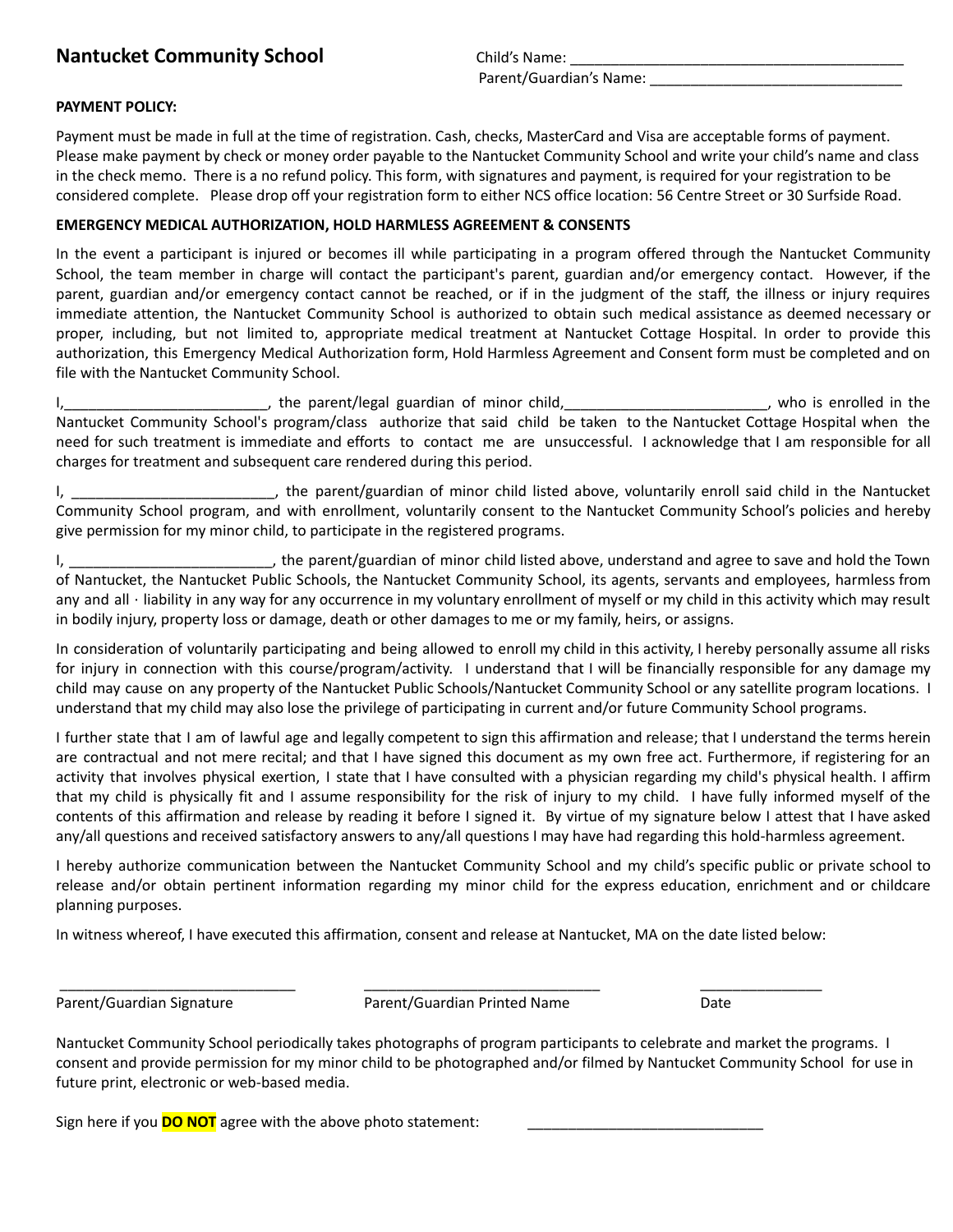**Nantucket Community School**

Child's Name: ________________________________________

Parent/Guardian's Name: ______________________________

**PAYMENT POLICY:**

Payment must be made in full at the time of registration. Cash, checks, MasterCard and Visa are acceptable forms of payment. Please make payment by check or money order payable to the Nantucket Community School and write your child's name and class in the check memo. There is a no refund policy. This form, with signatures and payment, is required for your registration to be considered complete. Please drop off your registration form to either NCS office location: 56 Centre Street or 30 Surfside Road.

**EMERGENCY MEDICAL AUTHORIZATION, HOLD HARMLESS AGREEMENT & CONSENTS**

In the event a participant is injured or becomes ill while participating in a program offered through the Nantucket Community School, the team member in charge will contact the participant's parent, guardian and/or emergency contact. However, if the parent, guardian and/or emergency contact cannot be reached, or if in the judgment of the staff, the illness or injury requires immediate attention, the Nantucket Community School is authorized to obtain such medical assistance as deemed necessary or proper, including, but not limited to, appropriate medical treatment at Nantucket Cottage Hospital. In order to provide this authorization, this Emergency Medical Authorization form, Hold Harmless Agreement and Consent form must be completed and on file with the Nantucket Community School.

I,_________________________, the parent/legal guardian of minor child,_________________________, who is enrolled in the Nantucket Community School's program/class authorize that said child be taken to the Nantucket Cottage Hospital when the need for such treatment is immediate and efforts to contact me are unsuccessful. I acknowledge that I am responsible for all charges for treatment and subsequent care rendered during this period.

I, _________________________, the parent/guardian of minor child listed above, voluntarily enroll said child in the Nantucket Community School program, and with enrollment, voluntarily consent to the Nantucket Community School's policies and hereby give permission for my minor child, to participate in the registered programs.

I, _________________________, the parent/guardian of minor child listed above, understand and agree to save and hold the Town of Nantucket, the Nantucket Public Schools, the Nantucket Community School, its agents, servants and employees, harmless from any and all · liability in any way for any occurrence in my voluntary enrollment of myself or my child in this activity which may result in bodily injury, property loss or damage, death or other damages to me or my family, heirs, or assigns.

In consideration of voluntarily participating and being allowed to enroll my child in this activity, I hereby personally assume all risks for injury in connection with this course/program/activity. I understand that I will be financially responsible for any damage my child may cause on any property of the Nantucket Public Schools/Nantucket Community School or any satellite program locations. I understand that my child may also lose the privilege of participating in current and/or future Community School programs.

I further state that I am of lawful age and legally competent to sign this affirmation and release; that I understand the terms herein are contractual and not mere recital; and that I have signed this document as my own free act. Furthermore, if registering for an activity that involves physical exertion, I state that I have consulted with a physician regarding my child's physical health. I affirm that my child is physically fit and I assume responsibility for the risk of injury to my child. I have fully informed myself of the contents of this affirmation and release by reading it before I signed it. By virtue of my signature below I attest that I have asked any/all questions and received satisfactory answers to any/all questions I may have had regarding this hold-harmless agreement.

I hereby authorize communication between the Nantucket Community School and my child's specific public or private school to release and/or obtain pertinent information regarding my minor child for the express education, enrichment and or childcare planning purposes.

In witness whereof, I have executed this affirmation, consent and release at Nantucket, MA on the date listed below:

______________________________ ______________________________ _______________

Parent/Guardian Signature Parent/Guardian Printed Name Date

Nantucket Community School periodically takes photographs of program participants to celebrate and market the programs. I consent and provide permission for my minor child to be photographed and/or filmed by Nantucket Community School for use in future print, electronic or web-based media.

Sign here if you **DO NOT** agree with the above photo statement: ______________________________